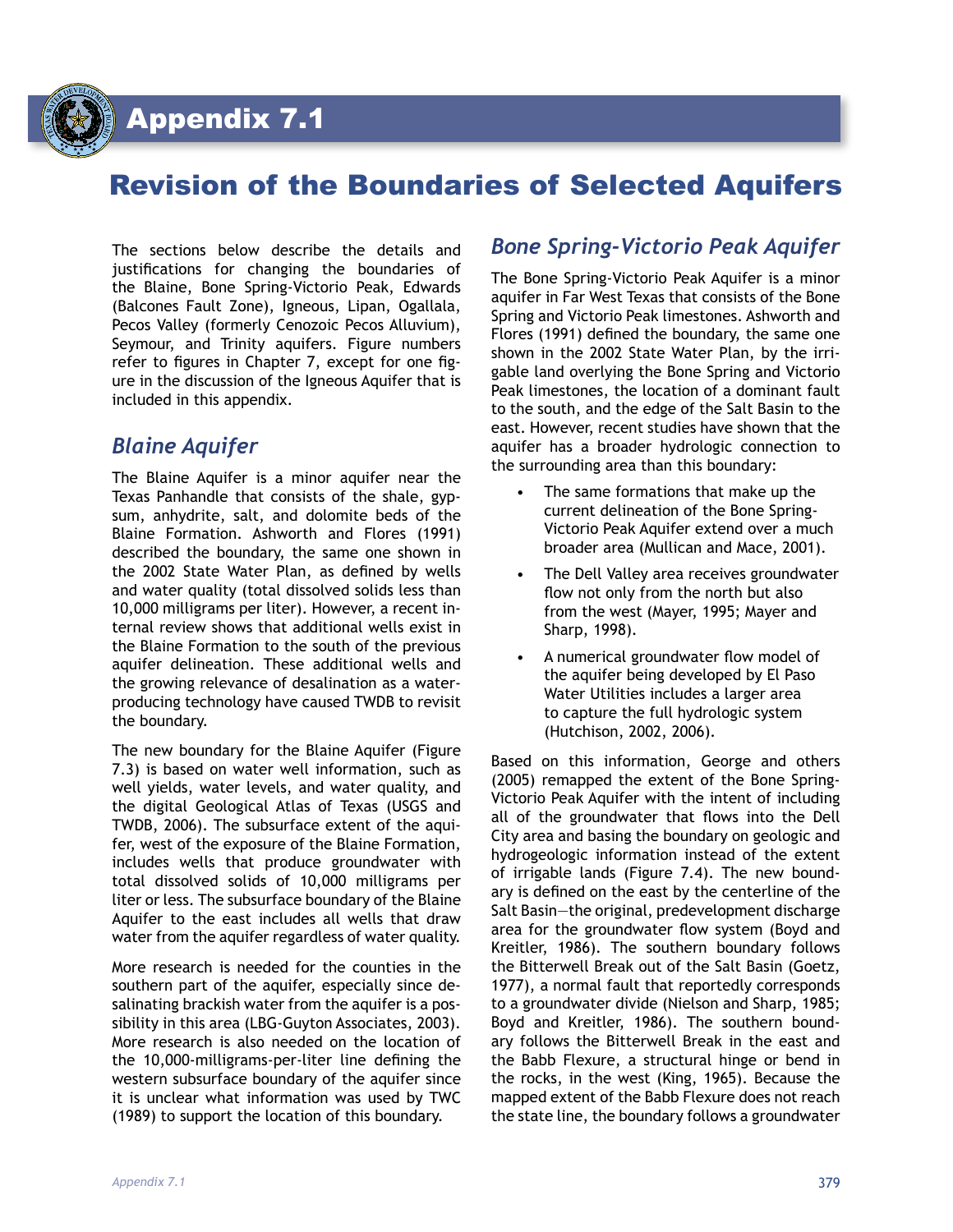# Appendix 7.1

## Revision of the Boundaries of Selected Aquifers

The sections below describe the details and justifications for changing the boundaries of the Blaine, Bone Spring-Victorio Peak, Edwards (Balcones Fault Zone), Igneous, Lipan, Ogallala, Pecos Valley (formerly Cenozoic Pecos Alluvium), Seymour, and Trinity aquifers. Figure numbers refer to figures in Chapter 7, except for one figure in the discussion of the Igneous Aquifer that is included in this appendix.

### *Blaine Aquifer*

The Blaine Aquifer is a minor aquifer near the Texas Panhandle that consists of the shale, gypsum, anhydrite, salt, and dolomite beds of the Blaine Formation. Ashworth and Flores (1991) described the boundary, the same one shown in the 2002 State Water Plan, as defined by wells and water quality (total dissolved solids less than 10,000 milligrams per liter). However, a recent internal review shows that additional wells exist in the Blaine Formation to the south of the previous aquifer delineation. These additional wells and the growing relevance of desalination as a water-producing technology have caused TWDB to revisit the boundary.

The new boundary for the Blaine Aquifer (Figure 7.3) is based on water well information, such as well yields, water levels, and water quality, and the digital Geological Atlas of Texas (USGS and TWDB, 2006). The subsurface extent of the aquifer, west of the exposure of the Blaine Formation, includes wells that produce groundwater with total dissolved solids of 10,000 milligrams per liter or less. The subsurface boundary of the Blaine Aquifer to the east includes all wells that draw water from the aquifer regardless of water quality.

More research is needed for the counties in the southern part of the aquifer, especially since desalinating brackish water from the aquifer is a possibility in this area (LBG-Guyton Associates, 2003). More research is also needed on the location of the 10,000-milligrams-per-liter line defining the western subsurface boundary of the aquifer since it is unclear what information was used by TWC (1989) to support the location of this boundary.

### *Bone Spring-Victorio Peak Aquifer*

The Bone Spring-Victorio Peak Aquifer is a minor aquifer in Far West Texas that consists of the Bone Spring and Victorio Peak limestones. Ashworth and Flores (1991) defined the boundary, the same one shown in the 2002 State Water Plan, by the irrigable land overlying the Bone Spring and Victorio Peak limestones, the location of a dominant fault to the south, and the edge of the Salt Basin to the east. However, recent studies have shown that the aquifer has a broader hydrologic connection to the surrounding area than this boundary:

- The same formations that make up the current delineation of the Bone Spring-Victorio Peak Aquifer extend over a much broader area (Mullican and Mace, 2001).
- The Dell Valley area receives groundwater flow not only from the north but also from the west (Mayer, 1995; Mayer and Sharp, 1998).
- A numerical groundwater flow model of the aquifer being developed by El Paso Water Utilities includes a larger area to capture the full hydrologic system (Hutchison, 2002, 2006).

Based on this information, George and others (2005) remapped the extent of the Bone Spring-Victorio Peak Aquifer with the intent of including all of the groundwater that flows into the Dell City area and basing the boundary on geologic and hydrogeologic information instead of the extent of irrigable lands (Figure 7.4). The new boundary is defined on the east by the centerline of the Salt Basin—the original, predevelopment discharge area for the groundwater flow system (Boyd and Kreitler, 1986). The southern boundary follows the Bitterwell Break out of the Salt Basin (Goetz, 1977), a normal fault that reportedly corresponds to a groundwater divide (Nielson and Sharp, 1985; Boyd and Kreitler, 1986). The southern boundary follows the Bitterwell Break in the east and the Babb Flexure, a structural hinge or bend in the rocks, in the west (King, 1965). Because the mapped extent of the Babb Flexure does not reach the state line, the boundary follows a groundwater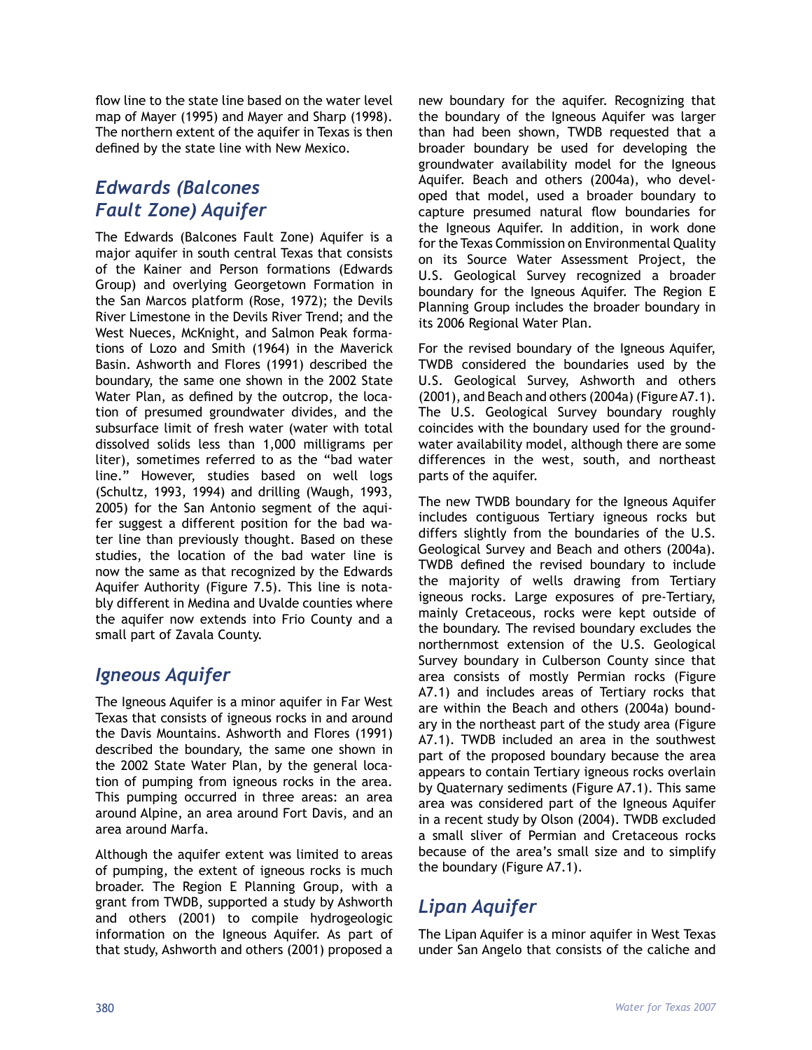flow line to the state line based on the water level map of Mayer (1995) and Mayer and Sharp (1998). The northern extent of the aquifer in Texas is then defined by the state line with New Mexico.

## Edwards (Balcones Fault Zone) Aquifer

The Edwards (Balcones Fault Zone) Aquifer is a major aquifer in south central Texas that consists of the Kainer and Person formations (Edwards Group) and overlying Georgetown Formation in the San Marcos platform (Rose, 1972); the Devils River Limestone in the Devils River Trend; and the West Nueces, McKnight, and Salmon Peak formations of Lozo and Smith (1964) in the Maverick Basin. Ashworth and Flores (1991) described the boundary, the same one shown in the 2002 State Water Plan, as defined by the outcrop, the location of presumed groundwater divides, and the subsurface limit of fresh water (water with total dissolved solids less than 1,000 milligrams per liter), sometimes referred to as the "bad water line." However, studies based on well logs (Schultz, 1993, 1994) and drilling (Waugh, 1993, 2005) for the San Antonio segment of the aquifer suggest a different position for the bad water line than previously thought. Based on these studies, the location of the bad water line is now the same as that recognized by the Edwards Aquifer Authority (Figure 7.5). This line is notably different in Medina and Uvalde counties where the aquifer now extends into Frio County and a small part of Zavala County.

## Igneous Aquifer

The Igneous Aquifer is a minor aquifer in Far West Texas that consists of igneous rocks in and around the Davis Mountains. Ashworth and Flores (1991) described the boundary, the same one shown in the 2002 State Water Plan, by the general location of pumping from igneous rocks in the area. This pumping occurred in three areas: an area around Alpine, an area around Fort Davis, and an area around Marfa.

Although the aquifer extent was limited to areas of pumping, the extent of igneous rocks is much broader. The Region E Planning Group, with a grant from TWDB, supported a study by Ashworth and others (2001) to compile hydrogeologic information on the Igneous Aquifer. As part of that study, Ashworth and others (2001) proposed a new boundary for the aquifer. Recognizing that the boundary of the Igneous Aquifer was larger than had been shown, TWDB requested that a broader boundary be used for developing the groundwater availability model for the Igneous Aquifer. Beach and others (2004a), who developed that model, used a broader boundary to capture presumed natural flow boundaries for the Igneous Aquifer. In addition, in work done for the Texas Commission on Environmental Quality on its Source Water Assessment Project, the U.S. Geological Survey recognized a broader boundary for the Igneous Aquifer. The Region E Planning Group includes the broader boundary in its 2006 Regional Water Plan.

For the revised boundary of the Igneous Aquifer, TWDB considered the boundaries used by the U.S. Geological Survey, Ashworth and others (2001), and Beach and others (2004a) (Figure A7.1). The U.S. Geological Survey boundary roughly coincides with the boundary used for the groundwater availability model, although there are some differences in the west, south, and northeast parts of the aquifer.

The new TWDB boundary for the Igneous Aquifer includes contiguous Tertiary igneous rocks but differs slightly from the boundaries of the U.S. Geological Survey and Beach and others (2004a). TWDB defined the revised boundary to include the majority of wells drawing from Tertiary igneous rocks. Large exposures of pre-Tertiary, mainly Cretaceous, rocks were kept outside of the boundary. The revised boundary excludes the northernmost extension of the U.S. Geological Survey boundary in Culberson County since that area consists of mostly Permian rocks (Figure A7.1) and includes areas of Tertiary rocks that are within the Beach and others (2004a) boundary in the northeast part of the study area (Figure A7.1). TWDB included an area in the southwest part of the proposed boundary because the area appears to contain Tertiary igneous rocks overlain by Quaternary sediments (Figure A7.1). This same area was considered part of the Igneous Aquifer in a recent study by Olson (2004). TWDB excluded a small sliver of Permian and Cretaceous rocks because of the area's small size and to simplify the boundary (Figure A7.1).

## Lipan Aquifer

The Lipan Aquifer is a minor aquifer in West Texas under San Angelo that consists of the caliche and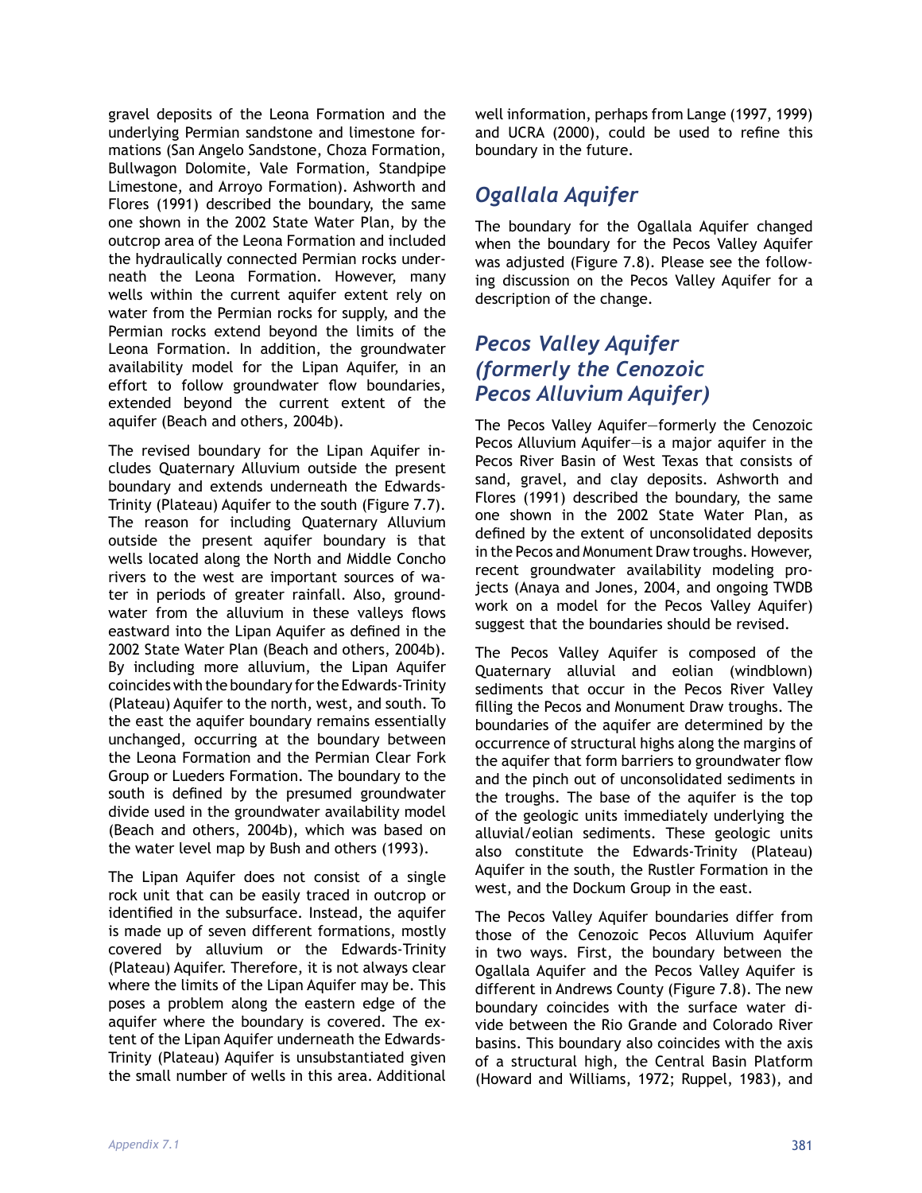gravel deposits of the Leona Formation and the underlying Permian sandstone and limestone formations (San Angelo Sandstone, Choza Formation, Bullwagon Dolomite, Vale Formation, Standpipe Limestone, and Arroyo Formation). Ashworth and Flores (1991) described the boundary, the same one shown in the 2002 State Water Plan, by the outcrop area of the Leona Formation and included the hydraulically connected Permian rocks underneath the Leona Formation. However, many wells within the current aquifer extent rely on water from the Permian rocks for supply, and the Permian rocks extend beyond the limits of the Leona Formation. In addition, the groundwater availability model for the Lipan Aquifer, in an effort to follow groundwater flow boundaries, extended beyond the current extent of the aquifer (Beach and others, 2004b).

The revised boundary for the Lipan Aquifer includes Quaternary Alluvium outside the present boundary and extends underneath the Edwards-Trinity (Plateau) Aquifer to the south (Figure 7.7). The reason for including Quaternary Alluvium outside the present aquifer boundary is that wells located along the North and Middle Concho rivers to the west are important sources of water in periods of greater rainfall. Also, groundwater from the alluvium in these valleys flows eastward into the Lipan Aquifer as defined in the 2002 State Water Plan (Beach and others, 2004b). By including more alluvium, the Lipan Aquifer coincides with the boundary for the Edwards-Trinity (Plateau) Aquifer to the north, west, and south. To the east the aquifer boundary remains essentially unchanged, occurring at the boundary between the Leona Formation and the Permian Clear Fork Group or Lueders Formation. The boundary to the south is defined by the presumed groundwater divide used in the groundwater availability model (Beach and others, 2004b), which was based on the water level map by Bush and others (1993).

The Lipan Aquifer does not consist of a single rock unit that can be easily traced in outcrop or identified in the subsurface. Instead, the aquifer is made up of seven different formations, mostly covered by alluvium or the Edwards-Trinity (Plateau) Aquifer. Therefore, it is not always clear where the limits of the Lipan Aquifer may be. This poses a problem along the eastern edge of the aquifer where the boundary is covered. The extent of the Lipan Aquifer underneath the Edwards-Trinity (Plateau) Aquifer is unsubstantiated given the small number of wells in this area. Additional well information, perhaps from Lange (1997, 1999) and UCRA (2000), could be used to refine this boundary in the future.

## *Ogallala Aquifer*

The boundary for the Ogallala Aquifer changed when the boundary for the Pecos Valley Aquifer was adjusted (Figure 7.8). Please see the following discussion on the Pecos Valley Aquifer for a description of the change.

## *Pecos Valley Aquifer (formerly the Cenozoic Pecos Alluvium Aquifer)*

The Pecos Valley Aquifer—formerly the Cenozoic Pecos Alluvium Aquifer—is a major aquifer in the Pecos River Basin of West Texas that consists of sand, gravel, and clay deposits. Ashworth and Flores (1991) described the boundary, the same one shown in the 2002 State Water Plan, as defined by the extent of unconsolidated deposits in the Pecos and Monument Draw troughs. However, recent groundwater availability modeling projects (Anaya and Jones, 2004, and ongoing TWDB work on a model for the Pecos Valley Aquifer) suggest that the boundaries should be revised.

The Pecos Valley Aquifer is composed of the Quaternary alluvial and eolian (windblown) sediments that occur in the Pecos River Valley filling the Pecos and Monument Draw troughs. The boundaries of the aquifer are determined by the occurrence of structural highs along the margins of the aquifer that form barriers to groundwater flow and the pinch out of unconsolidated sediments in the troughs. The base of the aquifer is the top of the geologic units immediately underlying the alluvial/eolian sediments. These geologic units also constitute the Edwards-Trinity (Plateau) Aquifer in the south, the Rustler Formation in the west, and the Dockum Group in the east.

The Pecos Valley Aquifer boundaries differ from those of the Cenozoic Pecos Alluvium Aquifer in two ways. First, the boundary between the Ogallala Aquifer and the Pecos Valley Aquifer is different in Andrews County (Figure 7.8). The new boundary coincides with the surface water divide between the Rio Grande and Colorado River basins. This boundary also coincides with the axis of a structural high, the Central Basin Platform (Howard and Williams, 1972; Ruppel, 1983), and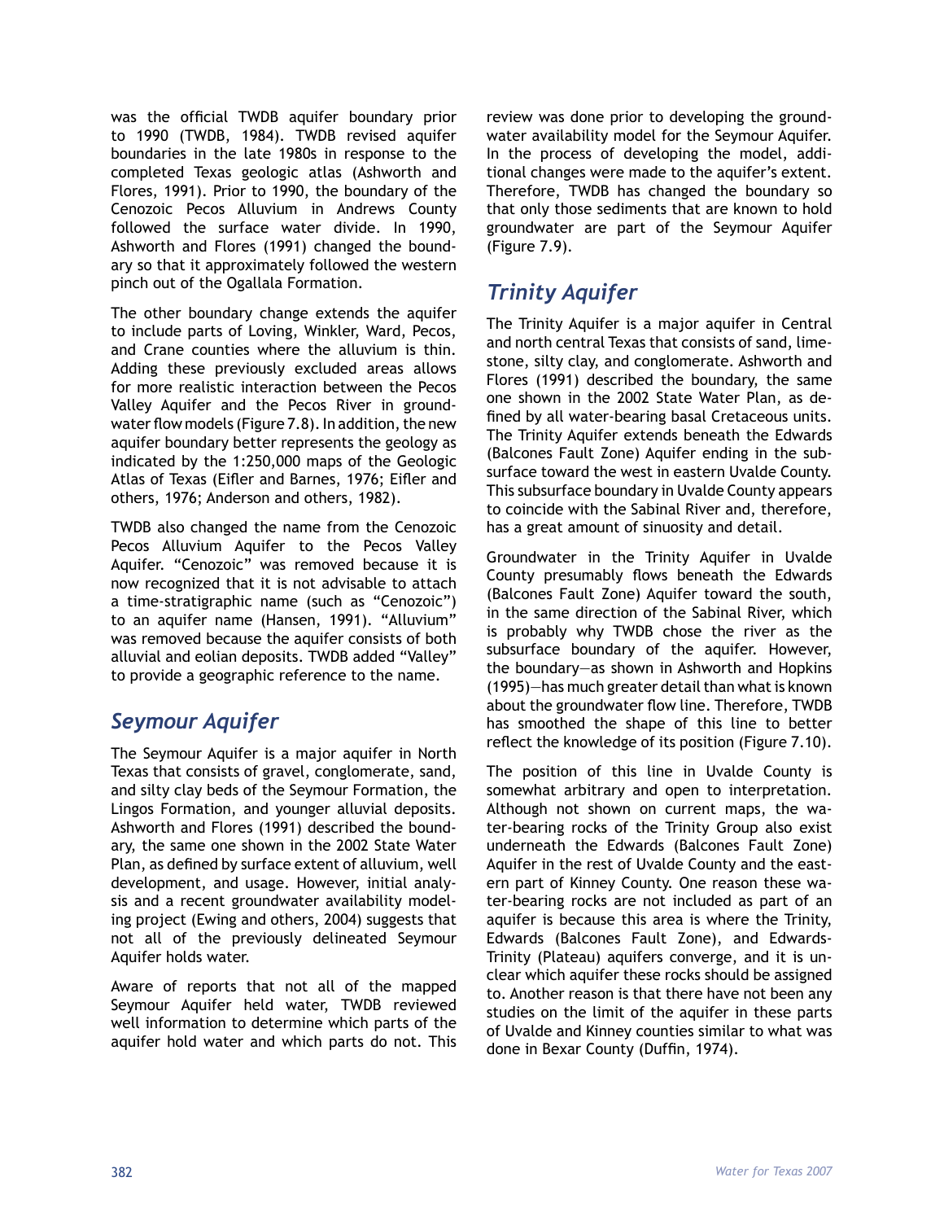was the official TWDB aquifer boundary prior to 1990 (TWDB, 1984). TWDB revised aquifer boundaries in the late 1980s in response to the completed Texas geologic atlas (Ashworth and Flores, 1991). Prior to 1990, the boundary of the Cenozoic Pecos Alluvium in Andrews County followed the surface water divide. In 1990, Ashworth and Flores (1991) changed the boundary so that it approximately followed the western pinch out of the Ogallala Formation.

The other boundary change extends the aquifer to include parts of Loving, Winkler, Ward, Pecos, and Crane counties where the alluvium is thin. Adding these previously excluded areas allows for more realistic interaction between the Pecos Valley Aquifer and the Pecos River in groundwater flow models (Figure 7.8). In addition, the new aquifer boundary better represents the geology as indicated by the 1:250,000 maps of the Geologic Atlas of Texas (Eifler and Barnes, 1976; Eifler and others, 1976; Anderson and others, 1982).

TWDB also changed the name from the Cenozoic Pecos Alluvium Aquifer to the Pecos Valley Aquifer. "Cenozoic" was removed because it is now recognized that it is not advisable to attach a time-stratigraphic name (such as "Cenozoic") to an aquifer name (Hansen, 1991). "Alluvium" was removed because the aquifer consists of both alluvial and eolian deposits. TWDB added "Valley" to provide a geographic reference to the name.

## *Seymour Aquifer*

The Seymour Aquifer is a major aquifer in North Texas that consists of gravel, conglomerate, sand, and silty clay beds of the Seymour Formation, the Lingos Formation, and younger alluvial deposits. Ashworth and Flores (1991) described the boundary, the same one shown in the 2002 State Water Plan, as defined by surface extent of alluvium, well development, and usage. However, initial analysis and a recent groundwater availability modeling project (Ewing and others, 2004) suggests that not all of the previously delineated Seymour Aquifer holds water.

Aware of reports that not all of the mapped Seymour Aquifer held water, TWDB reviewed well information to determine which parts of the aquifer hold water and which parts do not. This review was done prior to developing the groundwater availability model for the Seymour Aquifer. In the process of developing the model, additional changes were made to the aquifer's extent. Therefore, TWDB has changed the boundary so that only those sediments that are known to hold groundwater are part of the Seymour Aquifer (Figure 7.9).

## *Trinity Aquifer*

The Trinity Aquifer is a major aquifer in Central and north central Texas that consists of sand, limestone, silty clay, and conglomerate. Ashworth and Flores (1991) described the boundary, the same one shown in the 2002 State Water Plan, as defined by all water-bearing basal Cretaceous units. The Trinity Aquifer extends beneath the Edwards (Balcones Fault Zone) Aquifer ending in the subsurface toward the west in eastern Uvalde County. This subsurface boundary in Uvalde County appears to coincide with the Sabinal River and, therefore, has a great amount of sinuosity and detail.

Groundwater in the Trinity Aquifer in Uvalde County presumably flows beneath the Edwards (Balcones Fault Zone) Aquifer toward the south, in the same direction of the Sabinal River, which is probably why TWDB chose the river as the subsurface boundary of the aquifer. However, the boundary—as shown in Ashworth and Hopkins (1995)—has much greater detail than what is known about the groundwater flow line. Therefore, TWDB has smoothed the shape of this line to better reflect the knowledge of its position (Figure 7.10).

The position of this line in Uvalde County is somewhat arbitrary and open to interpretation. Although not shown on current maps, the water-bearing rocks of the Trinity Group also exist underneath the Edwards (Balcones Fault Zone) Aquifer in the rest of Uvalde County and the eastern part of Kinney County. One reason these water-bearing rocks are not included as part of an aquifer is because this area is where the Trinity, Edwards (Balcones Fault Zone), and Edwards-Trinity (Plateau) aquifers converge, and it is unclear which aquifer these rocks should be assigned to. Another reason is that there have not been any studies on the limit of the aquifer in these parts of Uvalde and Kinney counties similar to what was done in Bexar County (Duffin, 1974).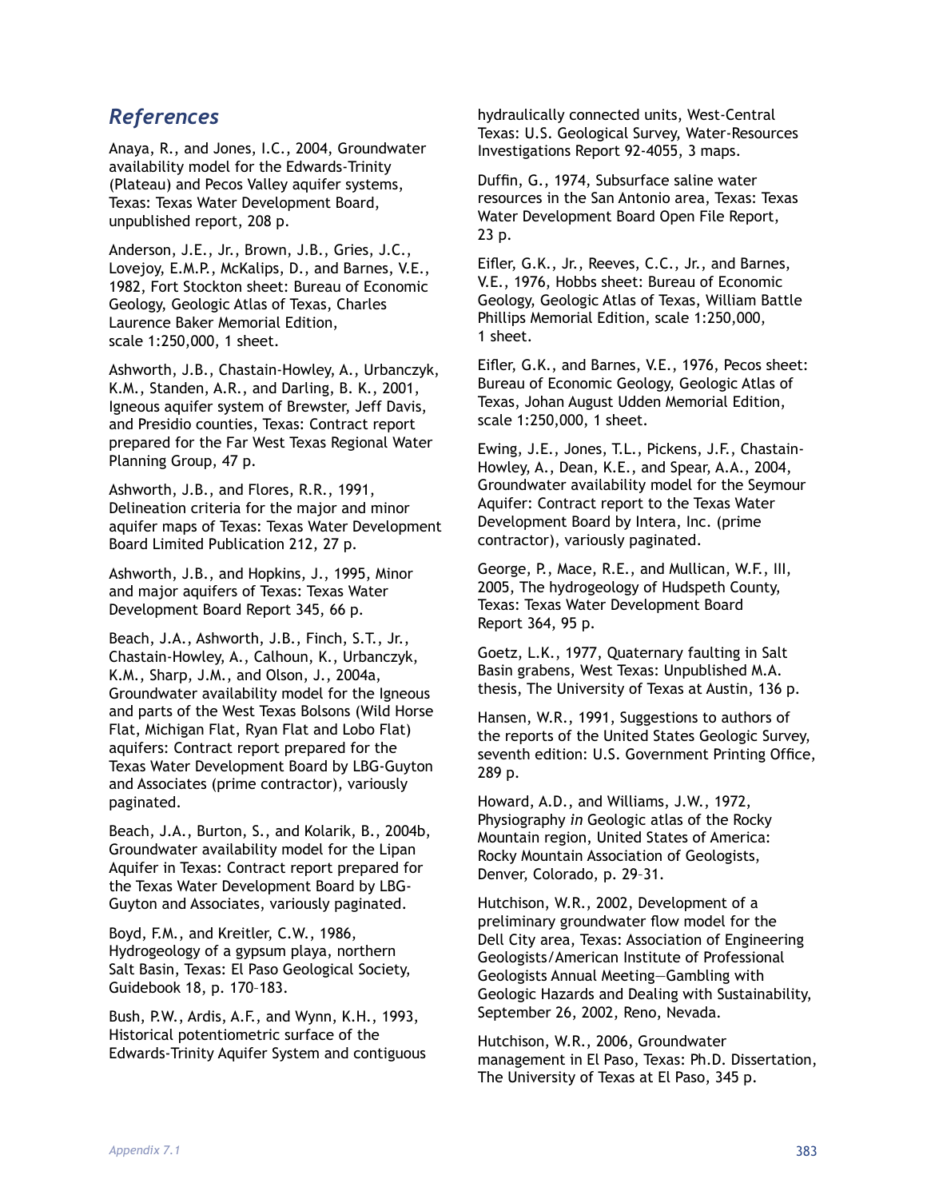## *References*

Anaya, R., and Jones, I.C., 2004, Groundwater availability model for the Edwards-Trinity (Plateau) and Pecos Valley aquifer systems, Texas: Texas Water Development Board, unpublished report, 208 p.

Anderson, J.E., Jr., Brown, J.B., Gries, J.C., Lovejoy, E.M.P., McKalips, D., and Barnes, V.E., 1982, Fort Stockton sheet: Bureau of Economic Geology, Geologic Atlas of Texas, Charles Laurence Baker Memorial Edition, scale 1:250,000, 1 sheet.

Ashworth, J.B., Chastain-Howley, A., Urbanczyk, K.M., Standen, A.R., and Darling, B. K., 2001, Igneous aquifer system of Brewster, Jeff Davis, and Presidio counties, Texas: Contract report prepared for the Far West Texas Regional Water Planning Group, 47 p.

Ashworth, J.B., and Flores, R.R., 1991, Delineation criteria for the major and minor aquifer maps of Texas: Texas Water Development Board Limited Publication 212, 27 p.

Ashworth, J.B., and Hopkins, J., 1995, Minor and major aquifers of Texas: Texas Water Development Board Report 345, 66 p.

Beach, J.A., Ashworth, J.B., Finch, S.T., Jr., Chastain-Howley, A., Calhoun, K., Urbanczyk, K.M., Sharp, J.M., and Olson, J., 2004a, Groundwater availability model for the Igneous and parts of the West Texas Bolsons (Wild Horse Flat, Michigan Flat, Ryan Flat and Lobo Flat) aquifers: Contract report prepared for the Texas Water Development Board by LBG-Guyton and Associates (prime contractor), variously paginated.

Beach, J.A., Burton, S., and Kolarik, B., 2004b, Groundwater availability model for the Lipan Aquifer in Texas: Contract report prepared for the Texas Water Development Board by LBG-Guyton and Associates, variously paginated.

Boyd, F.M., and Kreitler, C.W., 1986, Hydrogeology of a gypsum playa, northern Salt Basin, Texas: El Paso Geological Society, Guidebook 18, p. 170–183.

Bush, P.W., Ardis, A.F., and Wynn, K.H., 1993, Historical potentiometric surface of the Edwards-Trinity Aquifer System and contiguous hydraulically connected units, West-Central Texas: U.S. Geological Survey, Water-Resources Investigations Report 92-4055, 3 maps.

Duffin, G., 1974, Subsurface saline water resources in the San Antonio area, Texas: Texas Water Development Board Open File Report, 23 p.

Eifler, G.K., Jr., Reeves, C.C., Jr., and Barnes, V.E., 1976, Hobbs sheet: Bureau of Economic Geology, Geologic Atlas of Texas, William Battle Phillips Memorial Edition, scale 1:250,000, 1 sheet.

Eifler, G.K., and Barnes, V.E., 1976, Pecos sheet: Bureau of Economic Geology, Geologic Atlas of Texas, Johan August Udden Memorial Edition, scale 1:250,000, 1 sheet.

Ewing, J.E., Jones, T.L., Pickens, J.F., Chastain-Howley, A., Dean, K.E., and Spear, A.A., 2004, Groundwater availability model for the Seymour Aquifer: Contract report to the Texas Water Development Board by Intera, Inc. (prime contractor), variously paginated.

George, P., Mace, R.E., and Mullican, W.F., III, 2005, The hydrogeology of Hudspeth County, Texas: Texas Water Development Board Report 364, 95 p.

Goetz, L.K., 1977, Quaternary faulting in Salt Basin grabens, West Texas: Unpublished M.A. thesis, The University of Texas at Austin, 136 p.

Hansen, W.R., 1991, Suggestions to authors of the reports of the United States Geologic Survey, seventh edition: U.S. Government Printing Office, 289 p.

Howard, A.D., and Williams, J.W., 1972, Physiography *in* Geologic atlas of the Rocky Mountain region, United States of America: Rocky Mountain Association of Geologists, Denver, Colorado, p. 29–31.

Hutchison, W.R., 2002, Development of a preliminary groundwater flow model for the Dell City area, Texas: Association of Engineering Geologists/American Institute of Professional Geologists Annual Meeting—Gambling with Geologic Hazards and Dealing with Sustainability, September 26, 2002, Reno, Nevada.

Hutchison, W.R., 2006, Groundwater management in El Paso, Texas: Ph.D. Dissertation, The University of Texas at El Paso, 345 p.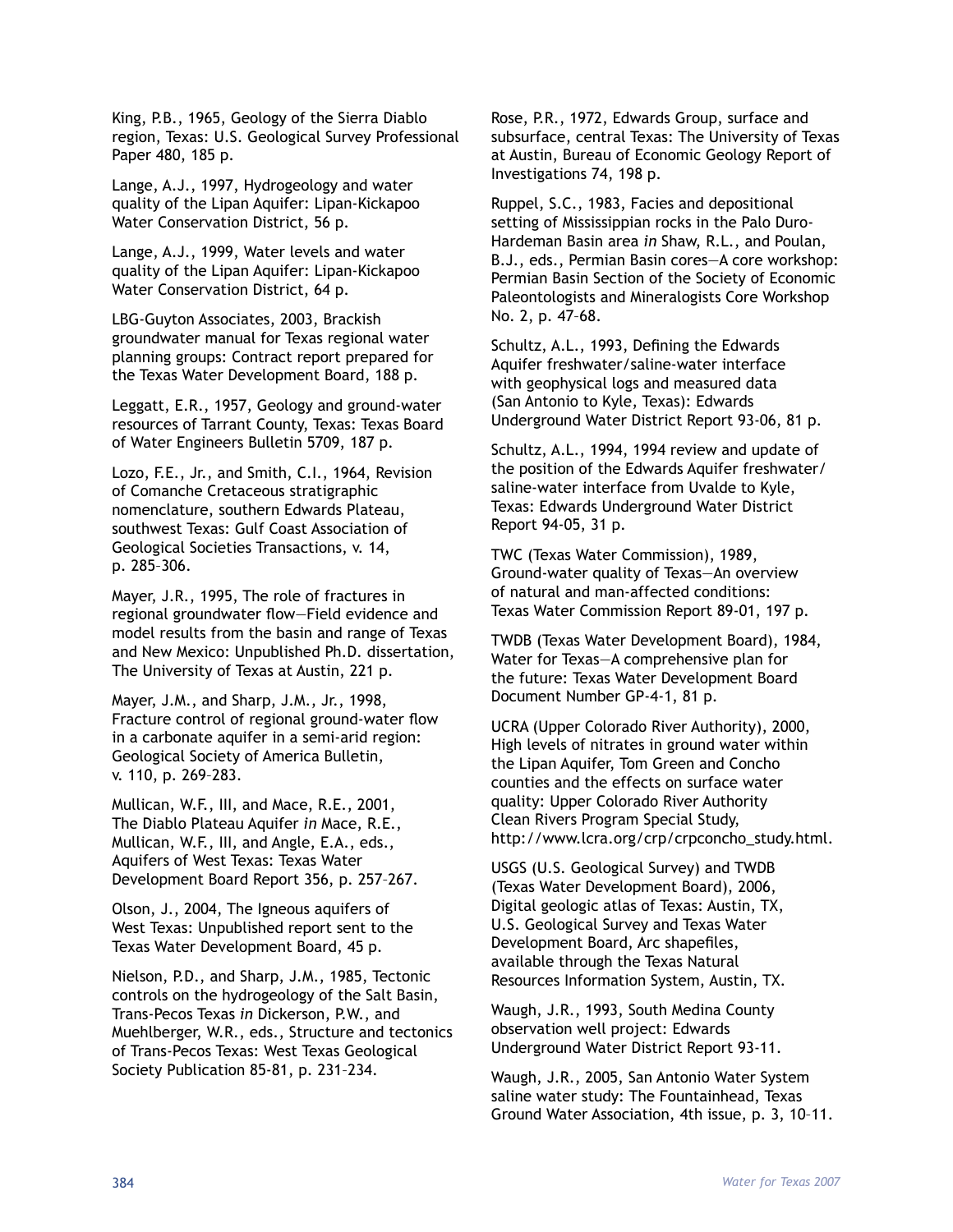King, P.B., 1965, Geology of the Sierra Diablo region, Texas: U.S. Geological Survey Professional Paper 480, 185 p.

Lange, A.J., 1997, Hydrogeology and water quality of the Lipan Aquifer: Lipan-Kickapoo Water Conservation District, 56 p.

Lange, A.J., 1999, Water levels and water quality of the Lipan Aquifer: Lipan-Kickapoo Water Conservation District, 64 p.

LBG-Guyton Associates, 2003, Brackish groundwater manual for Texas regional water planning groups: Contract report prepared for the Texas Water Development Board, 188 p.

Leggatt, E.R., 1957, Geology and ground-water resources of Tarrant County, Texas: Texas Board of Water Engineers Bulletin 5709, 187 p.

Lozo, F.E., Jr., and Smith, C.I., 1964, Revision of Comanche Cretaceous stratigraphic nomenclature, southern Edwards Plateau, southwest Texas: Gulf Coast Association of Geological Societies Transactions, v. 14, p. 285–306.

Mayer, J.R., 1995, The role of fractures in regional groundwater flow—Field evidence and model results from the basin and range of Texas and New Mexico: Unpublished Ph.D. dissertation, The University of Texas at Austin, 221 p.

Mayer, J.M., and Sharp, J.M., Jr., 1998, Fracture control of regional ground-water flow in a carbonate aquifer in a semi-arid region: Geological Society of America Bulletin, v. 110, p. 269–283.

Mullican, W.F., III, and Mace, R.E., 2001, The Diablo Plateau Aquifer *in* Mace, R.E., Mullican, W.F., III, and Angle, E.A., eds., Aquifers of West Texas: Texas Water Development Board Report 356, p. 257–267.

Olson, J., 2004, The Igneous aquifers of West Texas: Unpublished report sent to the Texas Water Development Board, 45 p.

Nielson, P.D., and Sharp, J.M., 1985, Tectonic controls on the hydrogeology of the Salt Basin, Trans-Pecos Texas *in* Dickerson, P.W., and Muehlberger, W.R., eds., Structure and tectonics of Trans-Pecos Texas: West Texas Geological Society Publication 85-81, p. 231–234.

Rose, P.R., 1972, Edwards Group, surface and subsurface, central Texas: The University of Texas at Austin, Bureau of Economic Geology Report of Investigations 74, 198 p.

Ruppel, S.C., 1983, Facies and depositional setting of Mississippian rocks in the Palo Duro-Hardeman Basin area *in* Shaw, R.L., and Poulan, B.J., eds., Permian Basin cores—A core workshop: Permian Basin Section of the Society of Economic Paleontologists and Mineralogists Core Workshop No. 2, p. 47–68.

Schultz, A.L., 1993, Defining the Edwards Aquifer freshwater/saline-water interface with geophysical logs and measured data (San Antonio to Kyle, Texas): Edwards Underground Water District Report 93-06, 81 p.

Schultz, A.L., 1994, 1994 review and update of the position of the Edwards Aquifer freshwater/saline-water interface from Uvalde to Kyle, Texas: Edwards Underground Water District Report 94-05, 31 p.

TWC (Texas Water Commission), 1989, Ground-water quality of Texas—An overview of natural and man-affected conditions: Texas Water Commission Report 89-01, 197 p.

TWDB (Texas Water Development Board), 1984, Water for Texas—A comprehensive plan for the future: Texas Water Development Board Document Number GP-4-1, 81 p.

UCRA (Upper Colorado River Authority), 2000, High levels of nitrates in ground water within the Lipan Aquifer, Tom Green and Concho counties and the effects on surface water quality: Upper Colorado River Authority Clean Rivers Program Special Study, http://www.lcra.org/crp/crpconcho_study.html.

USGS (U.S. Geological Survey) and TWDB (Texas Water Development Board), 2006, Digital geologic atlas of Texas: Austin, TX, U.S. Geological Survey and Texas Water Development Board, Arc shapefiles, available through the Texas Natural Resources Information System, Austin, TX.

Waugh, J.R., 1993, South Medina County observation well project: Edwards Underground Water District Report 93-11.

Waugh, J.R., 2005, San Antonio Water System saline water study: The Fountainhead, Texas Ground Water Association, 4th issue, p. 3, 10–11.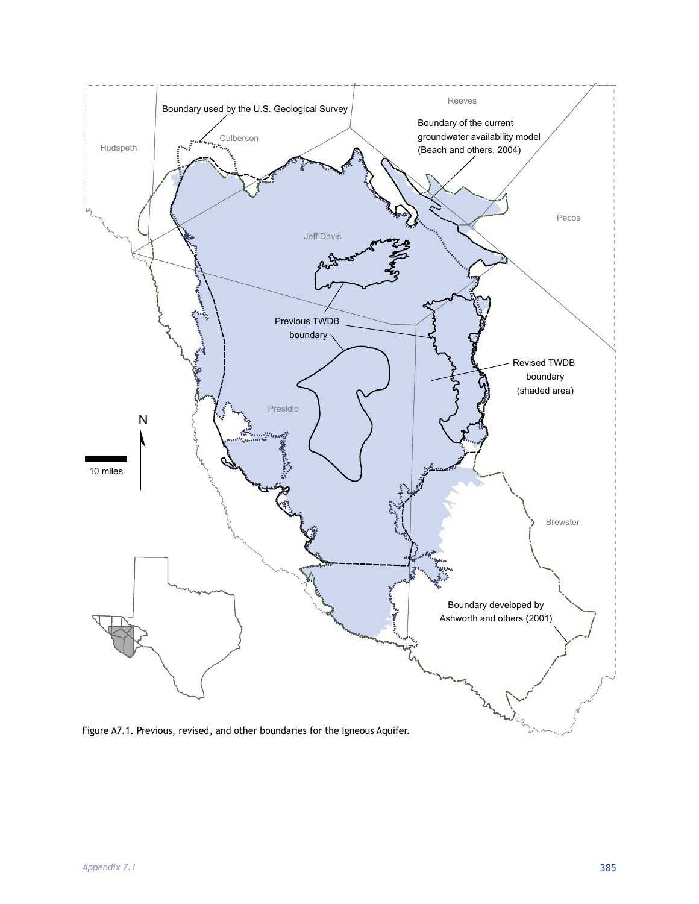Reeves

Boundary used by the U.S. Geological Survey

Culberson

Boundary of the current groundwater availability model (Beach and others, 2004)

Hudspeth

Pecos

Jeff Davis

Previous TWDB boundary

Revised TWDB boundary (shaded area)

Presidio

N

10 miles

Brewster

Boundary developed by Ashworth and others (2001)

Figure A7.1. Previous, revised, and other boundaries for the Igneous Aquifer.